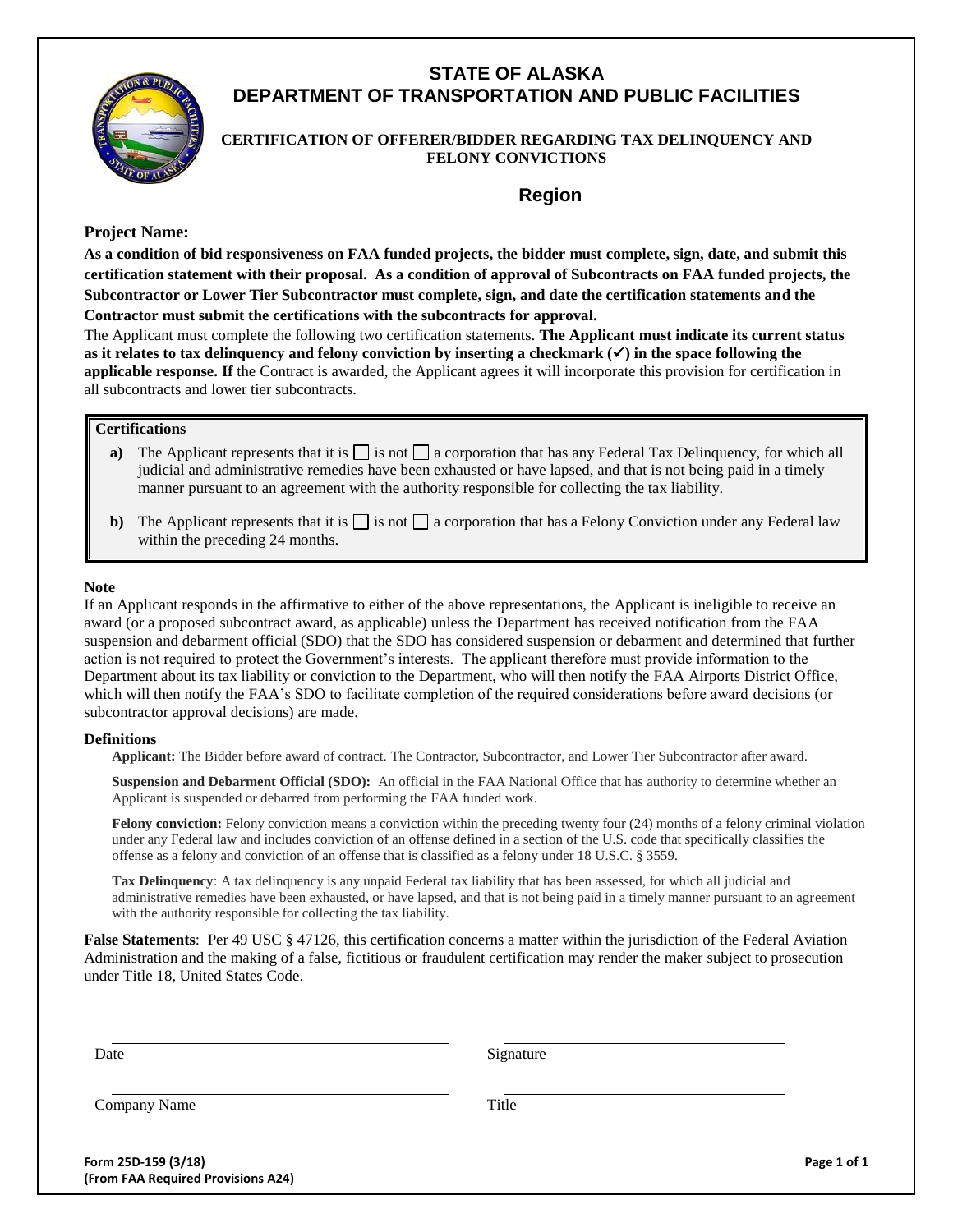# STATE OF ALASKA
# DEPARTMENT OF TRANSPORTATION AND PUBLIC FACILITIES

**CERTIFICATION OF OFFERER/BIDDER REGARDING TAX DELINQUENCY AND FELONY CONVICTIONS**

## Region

**Project Name:**

**As a condition of bid responsiveness on FAA funded projects, the bidder must complete, sign, date, and submit this certification statement with their proposal. As a condition of approval of Subcontracts on FAA funded projects, the Subcontractor or Lower Tier Subcontractor must complete, sign, and date the certification statements and the Contractor must submit the certifications with the subcontracts for approval.**

The Applicant must complete the following two certification statements. **The Applicant must indicate its current status as it relates to tax delinquency and felony conviction by inserting a checkmark (✓) in the space following the applicable response. If** the Contract is awarded, the Applicant agrees it will incorporate this provision for certification in all subcontracts and lower tier subcontracts.

**Certifications**

**a)** The Applicant represents that it is ☐ is not ☐ a corporation that has any Federal Tax Delinquency, for which all judicial and administrative remedies have been exhausted or have lapsed, and that is not being paid in a timely manner pursuant to an agreement with the authority responsible for collecting the tax liability.

**b)** The Applicant represents that it is ☐ is not ☐ a corporation that has a Felony Conviction under any Federal law within the preceding 24 months.

**Note**

If an Applicant responds in the affirmative to either of the above representations, the Applicant is ineligible to receive an award (or a proposed subcontract award, as applicable) unless the Department has received notification from the FAA suspension and debarment official (SDO) that the SDO has considered suspension or debarment and determined that further action is not required to protect the Government's interests. The applicant therefore must provide information to the Department about its tax liability or conviction to the Department, who will then notify the FAA Airports District Office, which will then notify the FAA's SDO to facilitate completion of the required considerations before award decisions (or subcontractor approval decisions) are made.

**Definitions**

**Applicant:** The Bidder before award of contract. The Contractor, Subcontractor, and Lower Tier Subcontractor after award.

**Suspension and Debarment Official (SDO):** An official in the FAA National Office that has authority to determine whether an Applicant is suspended or debarred from performing the FAA funded work.

**Felony conviction:** Felony conviction means a conviction within the preceding twenty four (24) months of a felony criminal violation under any Federal law and includes conviction of an offense defined in a section of the U.S. code that specifically classifies the offense as a felony and conviction of an offense that is classified as a felony under 18 U.S.C. § 3559.

**Tax Delinquency**: A tax delinquency is any unpaid Federal tax liability that has been assessed, for which all judicial and administrative remedies have been exhausted, or have lapsed, and that is not being paid in a timely manner pursuant to an agreement with the authority responsible for collecting the tax liability.

**False Statements**: Per 49 USC § 47126, this certification concerns a matter within the jurisdiction of the Federal Aviation Administration and the making of a false, fictitious or fraudulent certification may render the maker subject to prosecution under Title 18, United States Code.

| | |
|---|---|
| ______________________ | ______________________ |
| Date | Signature |
| ______________________ | ______________________ |
| Company Name | Title |

**Form 25D-159 (3/18)**
**(From FAA Required Provisions A24)**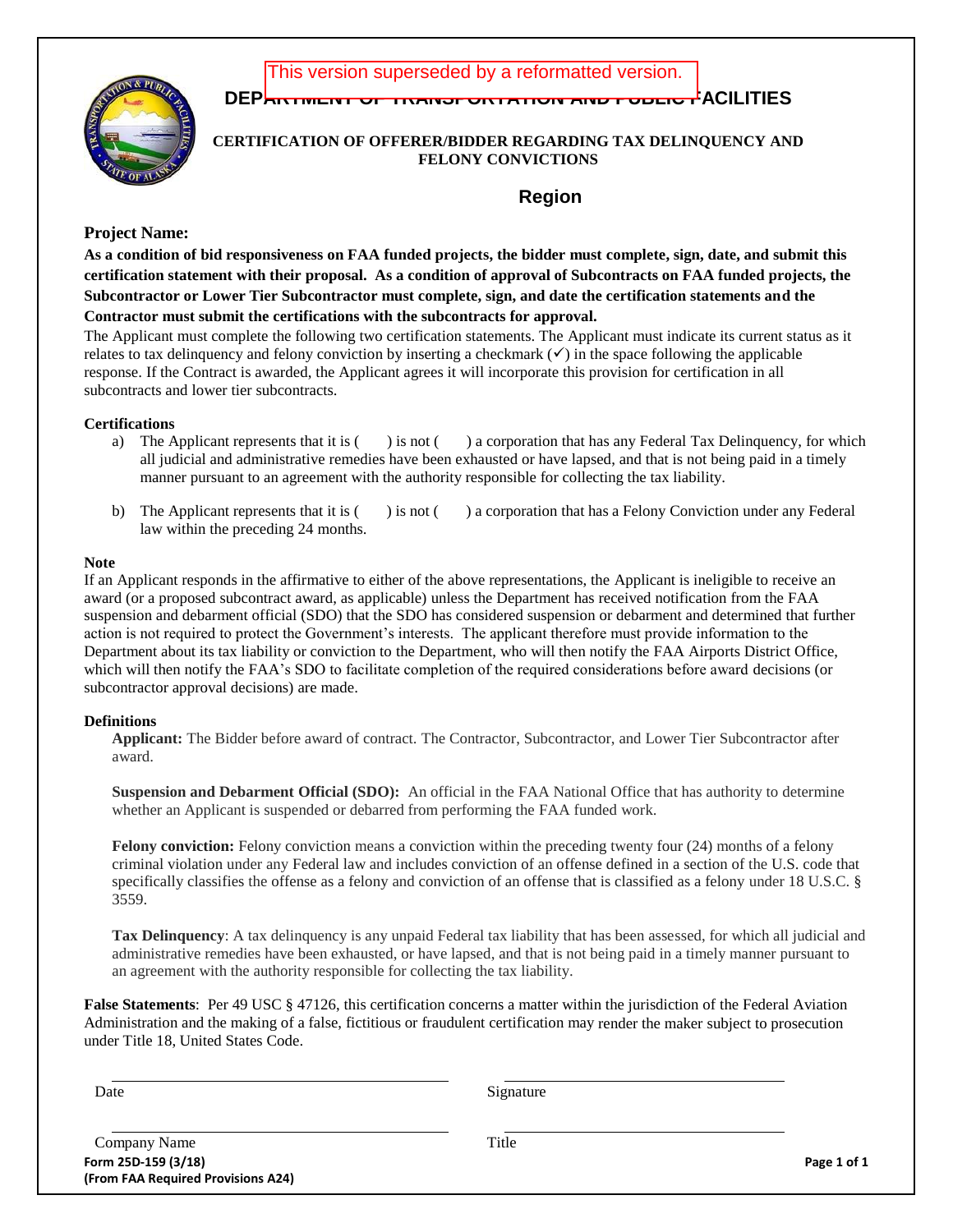This version superseded by a reformatted version.

# DEPARTMENT OF TRANSPORTATION AND PUBLIC FACILITIES

## CERTIFICATION OF OFFERER/BIDDER REGARDING TAX DELINQUENCY AND FELONY CONVICTIONS

### Region

**Project Name:**

**As a condition of bid responsiveness on FAA funded projects, the bidder must complete, sign, date, and submit this certification statement with their proposal. As a condition of approval of Subcontracts on FAA funded projects, the Subcontractor or Lower Tier Subcontractor must complete, sign, and date the certification statements and the Contractor must submit the certifications with the subcontracts for approval.**

The Applicant must complete the following two certification statements. The Applicant must indicate its current status as it relates to tax delinquency and felony conviction by inserting a checkmark (✓) in the space following the applicable response. If the Contract is awarded, the Applicant agrees it will incorporate this provision for certification in all subcontracts and lower tier subcontracts.

**Certifications**

a) The Applicant represents that it is (   ) is not (   ) a corporation that has any Federal Tax Delinquency, for which all judicial and administrative remedies have been exhausted or have lapsed, and that is not being paid in a timely manner pursuant to an agreement with the authority responsible for collecting the tax liability.

b) The Applicant represents that it is (   ) is not (   ) a corporation that has a Felony Conviction under any Federal law within the preceding 24 months.

**Note**

If an Applicant responds in the affirmative to either of the above representations, the Applicant is ineligible to receive an award (or a proposed subcontract award, as applicable) unless the Department has received notification from the FAA suspension and debarment official (SDO) that the SDO has considered suspension or debarment and determined that further action is not required to protect the Government's interests. The applicant therefore must provide information to the Department about its tax liability or conviction to the Department, who will then notify the FAA Airports District Office, which will then notify the FAA's SDO to facilitate completion of the required considerations before award decisions (or subcontractor approval decisions) are made.

**Definitions**

**Applicant:** The Bidder before award of contract. The Contractor, Subcontractor, and Lower Tier Subcontractor after award.

**Suspension and Debarment Official (SDO):** An official in the FAA National Office that has authority to determine whether an Applicant is suspended or debarred from performing the FAA funded work.

**Felony conviction:** Felony conviction means a conviction within the preceding twenty four (24) months of a felony criminal violation under any Federal law and includes conviction of an offense defined in a section of the U.S. code that specifically classifies the offense as a felony and conviction of an offense that is classified as a felony under 18 U.S.C. § 3559.

**Tax Delinquency**: A tax delinquency is any unpaid Federal tax liability that has been assessed, for which all judicial and administrative remedies have been exhausted, or have lapsed, and that is not being paid in a timely manner pursuant to an agreement with the authority responsible for collecting the tax liability.

**False Statements**: Per 49 USC § 47126, this certification concerns a matter within the jurisdiction of the Federal Aviation Administration and the making of a false, fictitious or fraudulent certification may render the maker subject to prosecution under Title 18, United States Code.

Date \_\_\_\_\_\_\_\_\_\_\_\_\_\_\_\_\_\_\_\_ Signature \_\_\_\_\_\_\_\_\_\_\_\_\_\_\_\_\_\_\_\_

Company Name \_\_\_\_\_\_\_\_\_\_\_\_\_\_\_\_\_\_\_\_ Title \_\_\_\_\_\_\_\_\_\_\_\_\_\_\_\_\_\_\_\_

**Form 25D-159 (3/18)**
**(From FAA Required Provisions A24)**